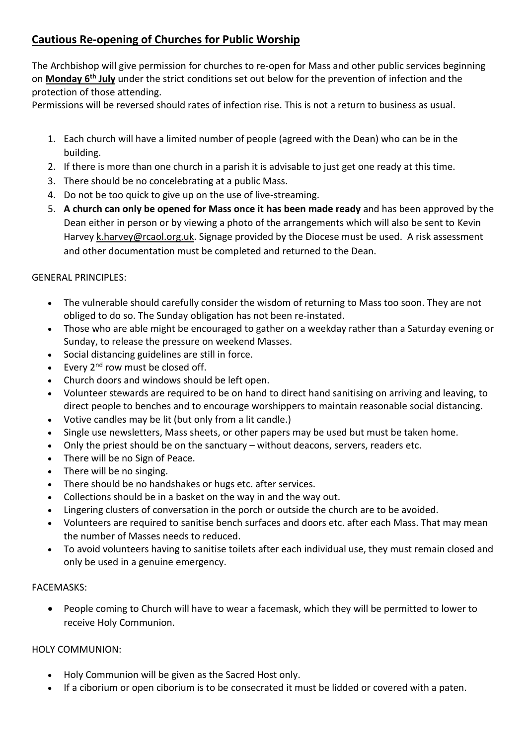# Cautious Re-opening of Churches for Public Worship

The Archbishop will give permission for churches to re-open for Mass and other public services beginning on **Monday 6th July** under the strict conditions set out below for the prevention of infection and the protection of those attending.

Permissions will be reversed should rates of infection rise. This is not a return to business as usual.

1. Each church will have a limited number of people (agreed with the Dean) who can be in the building.
2. If there is more than one church in a parish it is advisable to just get one ready at this time.
3. There should be no concelebrating at a public Mass.
4. Do not be too quick to give up on the use of live-streaming.
5. **A church can only be opened for Mass once it has been made ready** and has been approved by the Dean either in person or by viewing a photo of the arrangements which will also be sent to Kevin Harvey k.harvey@rcaol.org.uk. Signage provided by the Diocese must be used. A risk assessment and other documentation must be completed and returned to the Dean.

GENERAL PRINCIPLES:

- The vulnerable should carefully consider the wisdom of returning to Mass too soon. They are not obliged to do so. The Sunday obligation has not been re-instated.
- Those who are able might be encouraged to gather on a weekday rather than a Saturday evening or Sunday, to release the pressure on weekend Masses.
- Social distancing guidelines are still in force.
- Every 2nd row must be closed off.
- Church doors and windows should be left open.
- Volunteer stewards are required to be on hand to direct hand sanitising on arriving and leaving, to direct people to benches and to encourage worshippers to maintain reasonable social distancing.
- Votive candles may be lit (but only from a lit candle.)
- Single use newsletters, Mass sheets, or other papers may be used but must be taken home.
- Only the priest should be on the sanctuary – without deacons, servers, readers etc.
- There will be no Sign of Peace.
- There will be no singing.
- There should be no handshakes or hugs etc. after services.
- Collections should be in a basket on the way in and the way out.
- Lingering clusters of conversation in the porch or outside the church are to be avoided.
- Volunteers are required to sanitise bench surfaces and doors etc. after each Mass. That may mean the number of Masses needs to reduced.
- To avoid volunteers having to sanitise toilets after each individual use, they must remain closed and only be used in a genuine emergency.

FACEMASKS:

- People coming to Church will have to wear a facemask, which they will be permitted to lower to receive Holy Communion.

HOLY COMMUNION:

- Holy Communion will be given as the Sacred Host only.
- If a ciborium or open ciborium is to be consecrated it must be lidded or covered with a paten.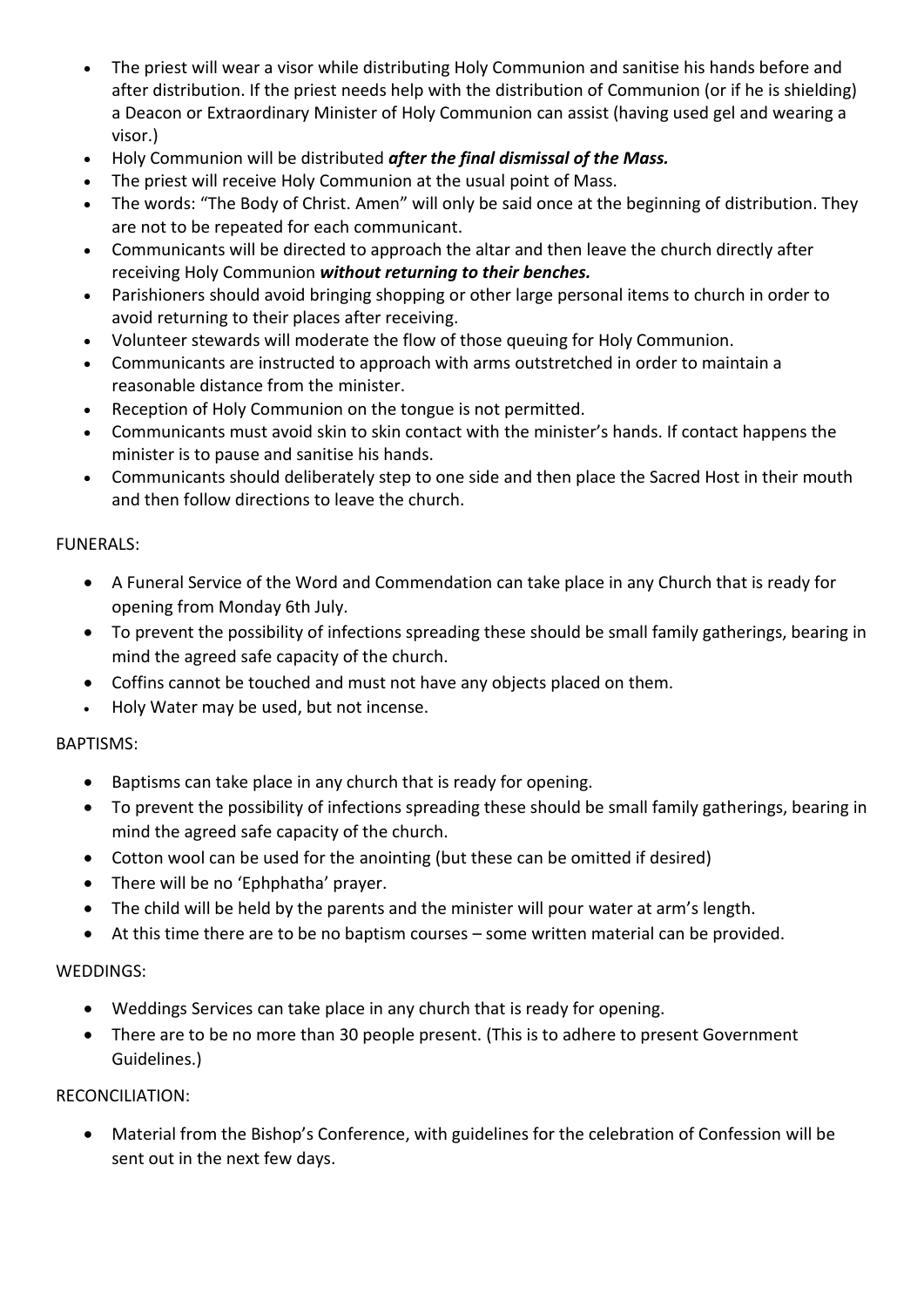- The priest will wear a visor while distributing Holy Communion and sanitise his hands before and after distribution. If the priest needs help with the distribution of Communion (or if he is shielding) a Deacon or Extraordinary Minister of Holy Communion can assist (having used gel and wearing a visor.)
- Holy Communion will be distributed ***after the final dismissal of the Mass.***
- The priest will receive Holy Communion at the usual point of Mass.
- The words: "The Body of Christ. Amen" will only be said once at the beginning of distribution. They are not to be repeated for each communicant.
- Communicants will be directed to approach the altar and then leave the church directly after receiving Holy Communion ***without returning to their benches.***
- Parishioners should avoid bringing shopping or other large personal items to church in order to avoid returning to their places after receiving.
- Volunteer stewards will moderate the flow of those queuing for Holy Communion.
- Communicants are instructed to approach with arms outstretched in order to maintain a reasonable distance from the minister.
- Reception of Holy Communion on the tongue is not permitted.
- Communicants must avoid skin to skin contact with the minister's hands. If contact happens the minister is to pause and sanitise his hands.
- Communicants should deliberately step to one side and then place the Sacred Host in their mouth and then follow directions to leave the church.

FUNERALS:

- A Funeral Service of the Word and Commendation can take place in any Church that is ready for opening from Monday 6th July.
- To prevent the possibility of infections spreading these should be small family gatherings, bearing in mind the agreed safe capacity of the church.
- Coffins cannot be touched and must not have any objects placed on them.
- Holy Water may be used, but not incense.

BAPTISMS:

- Baptisms can take place in any church that is ready for opening.
- To prevent the possibility of infections spreading these should be small family gatherings, bearing in mind the agreed safe capacity of the church.
- Cotton wool can be used for the anointing (but these can be omitted if desired)
- There will be no 'Ephphatha' prayer.
- The child will be held by the parents and the minister will pour water at arm's length.
- At this time there are to be no baptism courses – some written material can be provided.

WEDDINGS:

- Weddings Services can take place in any church that is ready for opening.
- There are to be no more than 30 people present. (This is to adhere to present Government Guidelines.)

RECONCILIATION:

- Material from the Bishop's Conference, with guidelines for the celebration of Confession will be sent out in the next few days.